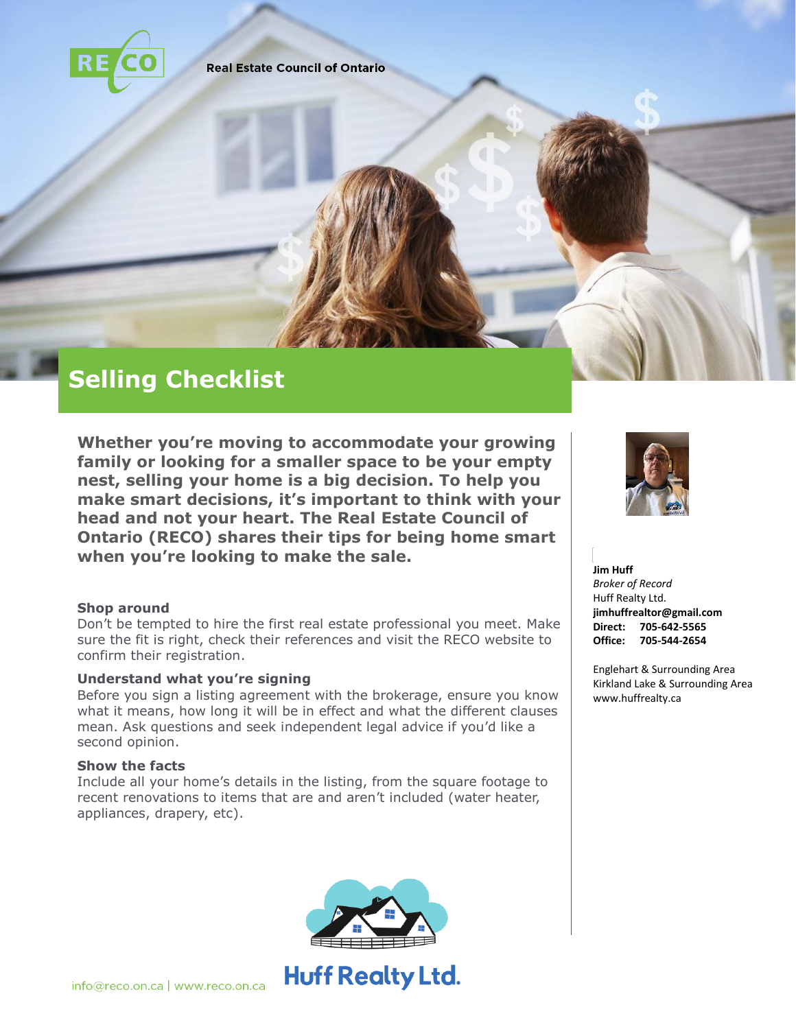Real Estate Council of Ontario

# Selling Checklist

**Whether you're moving to accommodate your growing family or looking for a smaller space to be your empty nest, selling your home is a big decision. To help you make smart decisions, it's important to think with your head and not your heart. The Real Estate Council of Ontario (RECO) shares their tips for being home smart when you're looking to make the sale.**

### Shop around

Don't be tempted to hire the first real estate professional you meet. Make sure the fit is right, check their references and visit the RECO website to confirm their registration.

### Understand what you're signing

Before you sign a listing agreement with the brokerage, ensure you know what it means, how long it will be in effect and what the different clauses mean. Ask questions and seek independent legal advice if you'd like a second opinion.

### Show the facts

Include all your home's details in the listing, from the square footage to recent renovations to items that are and aren't included (water heater, appliances, drapery, etc).

**Jim Huff**
*Broker of Record*
Huff Realty Ltd.
**jimhuffrealtor@gmail.com**
**Direct: 705-642-5565**
**Office: 705-544-2654**

Englehart & Surrounding Area
Kirkland Lake & Surrounding Area
www.huffrealty.ca

**Huff Realty Ltd.**

info@reco.on.ca | www.reco.on.ca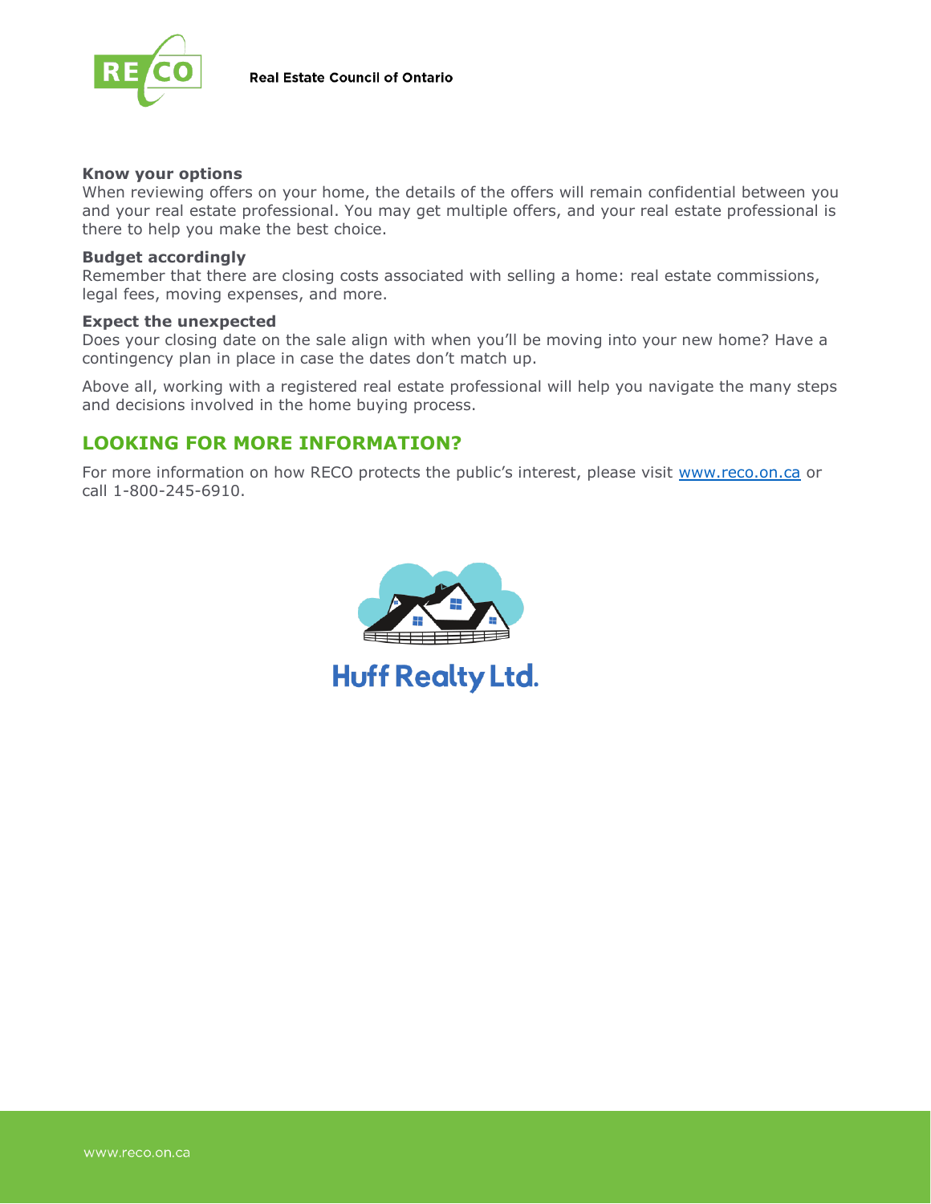**Know your options**
When reviewing offers on your home, the details of the offers will remain confidential between you and your real estate professional. You may get multiple offers, and your real estate professional is there to help you make the best choice.

**Budget accordingly**
Remember that there are closing costs associated with selling a home: real estate commissions, legal fees, moving expenses, and more.

**Expect the unexpected**
Does your closing date on the sale align with when you'll be moving into your new home? Have a contingency plan in place in case the dates don't match up.

Above all, working with a registered real estate professional will help you navigate the many steps and decisions involved in the home buying process.

## LOOKING FOR MORE INFORMATION?

For more information on how RECO protects the public's interest, please visit [www.reco.on.ca](http://www.reco.on.ca) or call 1-800-245-6910.

Huff Realty Ltd.